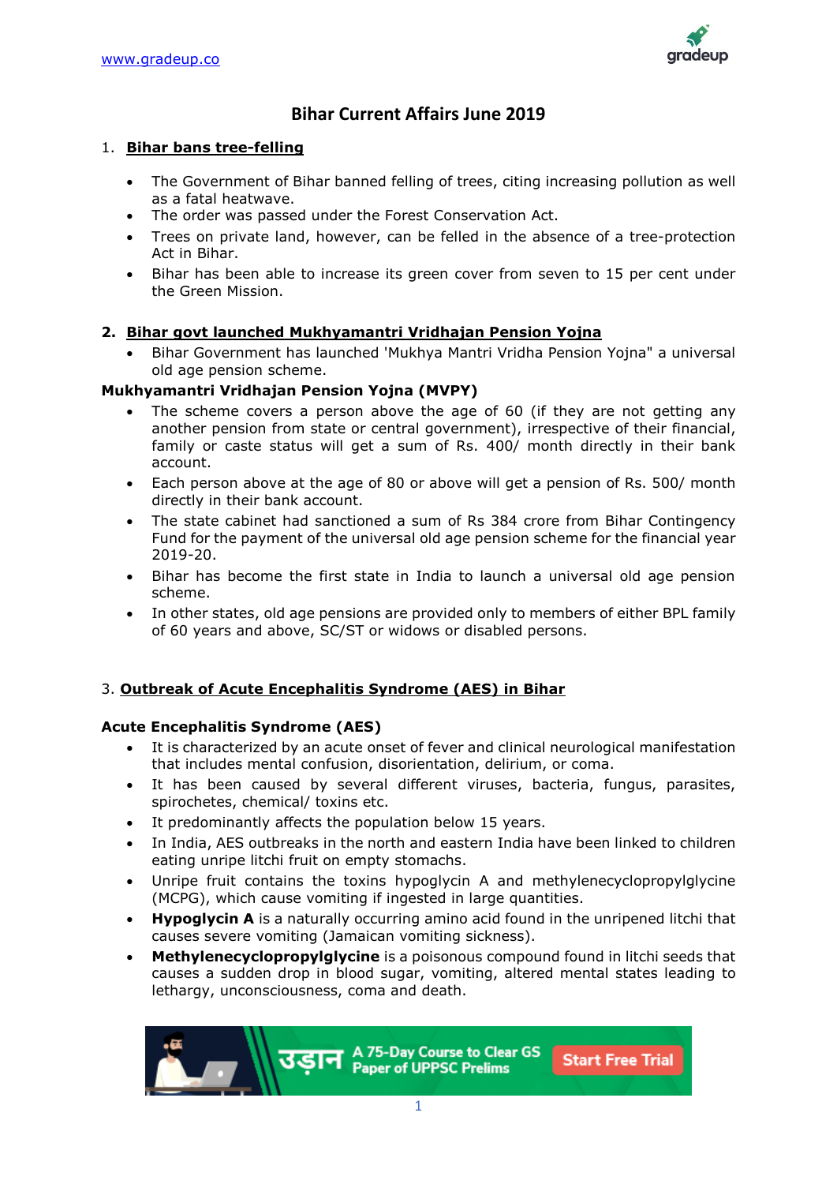# Bihar Current Affairs June 2019

1. **Bihar bans tree-felling**

- The Government of Bihar banned felling of trees, citing increasing pollution as well as a fatal heatwave.
- The order was passed under the Forest Conservation Act.
- Trees on private land, however, can be felled in the absence of a tree-protection Act in Bihar.
- Bihar has been able to increase its green cover from seven to 15 per cent under the Green Mission.

2. **Bihar govt launched Mukhyamantri Vridhajan Pension Yojna**

- Bihar Government has launched 'Mukhya Mantri Vridha Pension Yojna" a universal old age pension scheme.

**Mukhyamantri Vridhajan Pension Yojna (MVPY)**

- The scheme covers a person above the age of 60 (if they are not getting any another pension from state or central government), irrespective of their financial, family or caste status will get a sum of Rs. 400/ month directly in their bank account.
- Each person above at the age of 80 or above will get a pension of Rs. 500/ month directly in their bank account.
- The state cabinet had sanctioned a sum of Rs 384 crore from Bihar Contingency Fund for the payment of the universal old age pension scheme for the financial year 2019-20.
- Bihar has become the first state in India to launch a universal old age pension scheme.
- In other states, old age pensions are provided only to members of either BPL family of 60 years and above, SC/ST or widows or disabled persons.

3. **Outbreak of Acute Encephalitis Syndrome (AES) in Bihar**

**Acute Encephalitis Syndrome (AES)**

- It is characterized by an acute onset of fever and clinical neurological manifestation that includes mental confusion, disorientation, delirium, or coma.
- It has been caused by several different viruses, bacteria, fungus, parasites, spirochetes, chemical/ toxins etc.
- It predominantly affects the population below 15 years.
- In India, AES outbreaks in the north and eastern India have been linked to children eating unripe litchi fruit on empty stomachs.
- Unripe fruit contains the toxins hypoglycin A and methylenecyclopropylglycine (MCPG), which cause vomiting if ingested in large quantities.
- **Hypoglycin A** is a naturally occurring amino acid found in the unripened litchi that causes severe vomiting (Jamaican vomiting sickness).
- **Methylenecyclopropylglycine** is a poisonous compound found in litchi seeds that causes a sudden drop in blood sugar, vomiting, altered mental states leading to lethargy, unconsciousness, coma and death.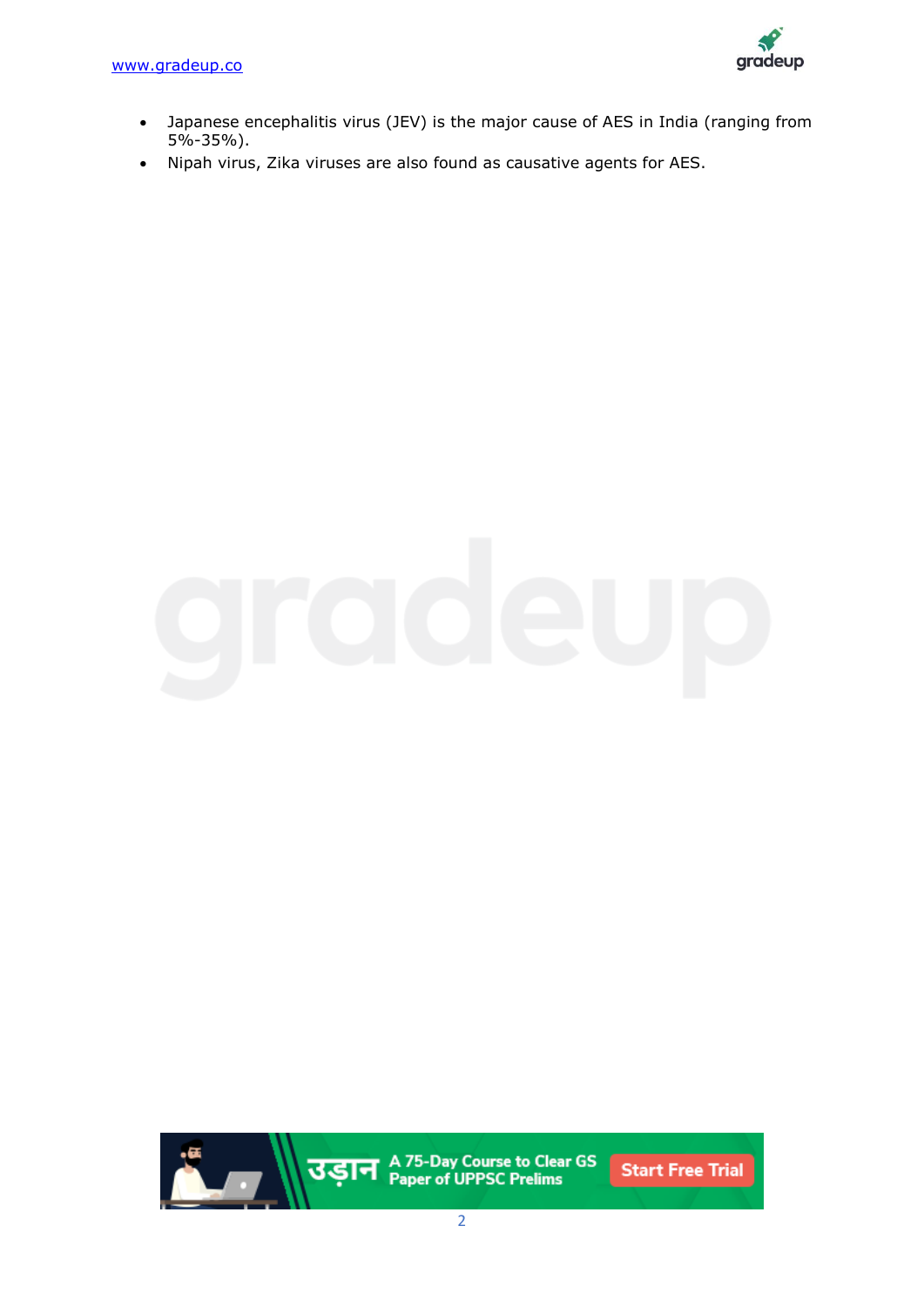- Japanese encephalitis virus (JEV) is the major cause of AES in India (ranging from 5%-35%).
- Nipah virus, Zika viruses are also found as causative agents for AES.